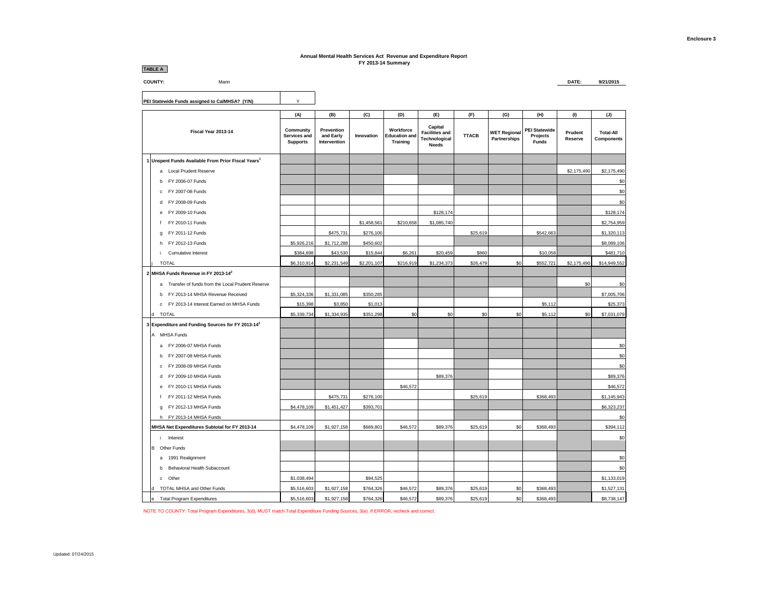Enclosure 3

### Annual Mental Health Services Act Revenue and Expenditure Report
### FY 2013-14 Summary

**TABLE A**

**COUNTY:** Marin

**DATE:** 9/21/2015

**PEI Statewide Funds assigned to CalMHSA? (Y/N)** Y

| Fiscal Year 2013-14 | (A) Community Services and Supports | (B) Prevention and Early Intervention | (C) Innovation | (D) Workforce Education and Training | (E) Capital Facilities and Technological Needs | (F) TTACB | (G) WET Regional Partnerships | (H) PEI Statewide Projects Funds | (I) Prudent Reserve | (J) Total-All Components |
|---|---|---|---|---|---|---|---|---|---|---|
| **1 Unspent Funds Available From Prior Fiscal Years[1]** | | | | | | | | | | |
| a Local Prudent Reserve | | | | | | | | | $2,175,490 | $2,175,490 |
| b FY 2006-07 Funds | | | | | | | | | | $0 |
| c FY 2007-08 Funds | | | | | | | | | | $0 |
| d FY 2008-09 Funds | | | | | | | | | | $0 |
| e FY 2009-10 Funds | | | | | $128,174 | | | | | $128,174 |
| f FY 2010-11 Funds | | | $1,458,561 | $210,658 | $1,085,740 | | | | | $2,754,959 |
| g FY 2011-12 Funds | | $475,731 | $276,100 | | | $25,619 | | $542,663 | | $1,320,113 |
| h FY 2012-13 Funds | $5,926,216 | $1,712,288 | $450,602 | | | | | | | $8,089,106 |
| i Cumulative Interest | $384,698 | $43,530 | $15,844 | $6,261 | $20,459 | $860 | | $10,058 | | $481,710 |
| j TOTAL | $6,310,914 | $2,231,549 | $2,201,107 | $216,919 | $1,234,373 | $26,479 | $0 | $552,721 | $2,175,490 | $14,949,552 |
| **2 MHSA Funds Revenue in FY 2013-14[2]** | | | | | | | | | | |
| a Transfer of funds from the Local Prudent Reserve | | | | | | | | | $0 | $0 |
| b FY 2013-14 MHSA Revenue Received | $5,324,336 | $1,331,085 | $350,285 | | | | | | | $7,005,706 |
| c FY 2013-14 Interest Earned on MHSA Funds | $15,398 | $3,850 | $1,013 | | | | | $5,112 | | $25,373 |
| d TOTAL | $5,339,734 | $1,334,935 | $351,298 | $0 | $0 | $0 | $0 | $5,112 | $0 | $7,031,079 |
| **3 Expenditure and Funding Sources for FY 2013-14[3]** | | | | | | | | | | |
| A MHSA Funds | | | | | | | | | | |
| a FY 2006-07 MHSA Funds | | | | | | | | | | $0 |
| b FY 2007-08 MHSA Funds | | | | | | | | | | $0 |
| c FY 2008-09 MHSA Funds | | | | | | | | | | $0 |
| d FY 2009-10 MHSA Funds | | | | | $89,376 | | | | | $89,376 |
| e FY 2010-11 MHSA Funds | | | | $46,572 | | | | | | $46,572 |
| f FY 2011-12 MHSA Funds | | $475,731 | $276,100 | | | $25,619 | | $368,493 | | $1,145,943 |
| g FY 2012-13 MHSA Funds | $4,478,109 | $1,451,427 | $393,701 | | | | | | | $6,323,237 |
| h FY 2013-14 MHSA Funds | | | | | | | | | | $0 |
| **MHSA Net Expenditures Subtotal for FY 2013-14** | $4,478,109 | $1,927,158 | $669,801 | $46,572 | $89,376 | $25,619 | $0 | $368,493 | | $394,112 |
| i Interest | | | | | | | | | | $0 |
| B Other Funds | | | | | | | | | | |
| a 1991 Realignment | | | | | | | | | | $0 |
| b Behavioral Health Subaccount | | | | | | | | | | $0 |
| c Other | $1,038,494 | | $94,525 | | | | | | | $1,133,019 |
| d TOTAL MHSA and Other Funds | $5,516,603 | $1,927,158 | $764,326 | $46,572 | $89,376 | $25,619 | $0 | $368,493 | | $1,527,131 |
| e Total Program Expenditures | $5,516,603 | $1,927,158 | $764,326 | $46,572 | $89,376 | $25,619 | $0 | $368,493 | | $8,738,147 |

NOTE TO COUNTY: Total Program Expenditures, 3(d), MUST match Total Expenditure Funding Sources, 3(e). If ERROR, recheck and correct.

Updated: 07/24/2015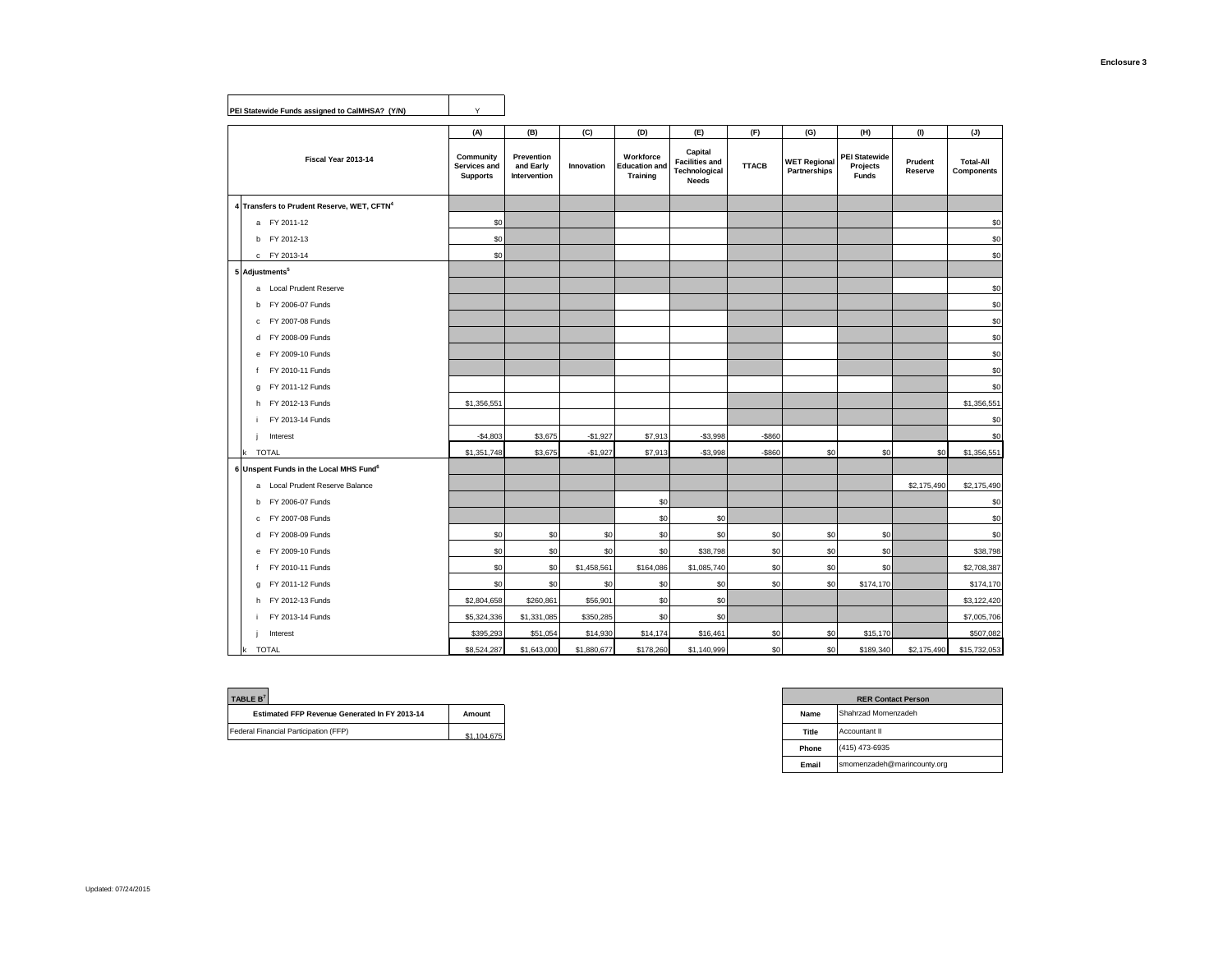**Enclosure 3**

| PEI Statewide Funds assigned to CalMHSA? (Y/N) | Y |
|---|---|

| | Fiscal Year 2013-14 | (A) Community Services and Supports | (B) Prevention and Early Intervention | (C) Innovation | (D) Workforce Education and Training | (E) Capital Facilities and Technological Needs | (F) TTACB | (G) WET Regional Partnerships | (H) PEI Statewide Projects Funds | (I) Prudent Reserve | (J) Total-All Components |
|---|---|---|---|---|---|---|---|---|---|---|---|
| 4 | Transfers to Prudent Reserve, WET, CFTN[4] | | | | | | | | | | |
| a | FY 2011-12 | $0 | | | | | | | | | $0 |
| b | FY 2012-13 | $0 | | | | | | | | | $0 |
| c | FY 2013-14 | $0 | | | | | | | | | $0 |
| 5 | Adjustments[5] | | | | | | | | | | |
| a | Local Prudent Reserve | | | | | | | | | | $0 |
| b | FY 2006-07 Funds | | | | | | | | | | $0 |
| c | FY 2007-08 Funds | | | | | | | | | | $0 |
| d | FY 2008-09 Funds | | | | | | | | | | $0 |
| e | FY 2009-10 Funds | | | | | | | | | | $0 |
| f | FY 2010-11 Funds | | | | | | | | | | $0 |
| g | FY 2011-12 Funds | | | | | | | | | | $0 |
| h | FY 2012-13 Funds | $1,356,551 | | | | | | | | | $1,356,551 |
| i | FY 2013-14 Funds | | | | | | | | | | $0 |
| j | Interest | -$4,803 | $3,675 | -$1,927 | $7,913 | -$3,998 | -$860 | | | | $0 |
| k | TOTAL | $1,351,748 | $3,675 | -$1,927 | $7,913 | -$3,998 | -$860 | $0 | $0 | $0 | $1,356,551 |
| 6 | Unspent Funds in the Local MHS Fund[6] | | | | | | | | | | |
| a | Local Prudent Reserve Balance | | | | | | | | | $2,175,490 | $2,175,490 |
| b | FY 2006-07 Funds | | | | $0 | | | | | | $0 |
| c | FY 2007-08 Funds | | | | $0 | $0 | | | | | $0 |
| d | FY 2008-09 Funds | $0 | $0 | $0 | $0 | $0 | $0 | $0 | $0 | | $0 |
| e | FY 2009-10 Funds | $0 | $0 | $0 | $0 | $38,798 | $0 | $0 | $0 | | $38,798 |
| f | FY 2010-11 Funds | $0 | $0 | $1,458,561 | $164,086 | $1,085,740 | $0 | $0 | $0 | | $2,708,387 |
| g | FY 2011-12 Funds | $0 | $0 | $0 | $0 | $0 | $0 | $0 | $174,170 | | $174,170 |
| h | FY 2012-13 Funds | $2,804,658 | $260,861 | $56,901 | $0 | $0 | | | | | $3,122,420 |
| i | FY 2013-14 Funds | $5,324,336 | $1,331,085 | $350,285 | $0 | $0 | | | | | $7,005,706 |
| j | Interest | $395,293 | $51,054 | $14,930 | $14,174 | $16,461 | $0 | $0 | $15,170 | | $507,082 |
| k | TOTAL | $8,524,287 | $1,643,000 | $1,880,677 | $178,260 | $1,140,999 | $0 | $0 | $189,340 | $2,175,490 | $15,732,053 |

**TABLE B[7]**

| Estimated FFP Revenue Generated In FY 2013-14 | Amount |
|---|---|
| Federal Financial Participation (FFP) | $1,104,675 |

| RER Contact Person | |
|---|---|
| Name | Shahrzad Momenzadeh |
| Title | Accountant II |
| Phone | (415) 473-6935 |
| Email | smomenzadeh@marincounty.org |

Updated: 07/24/2015